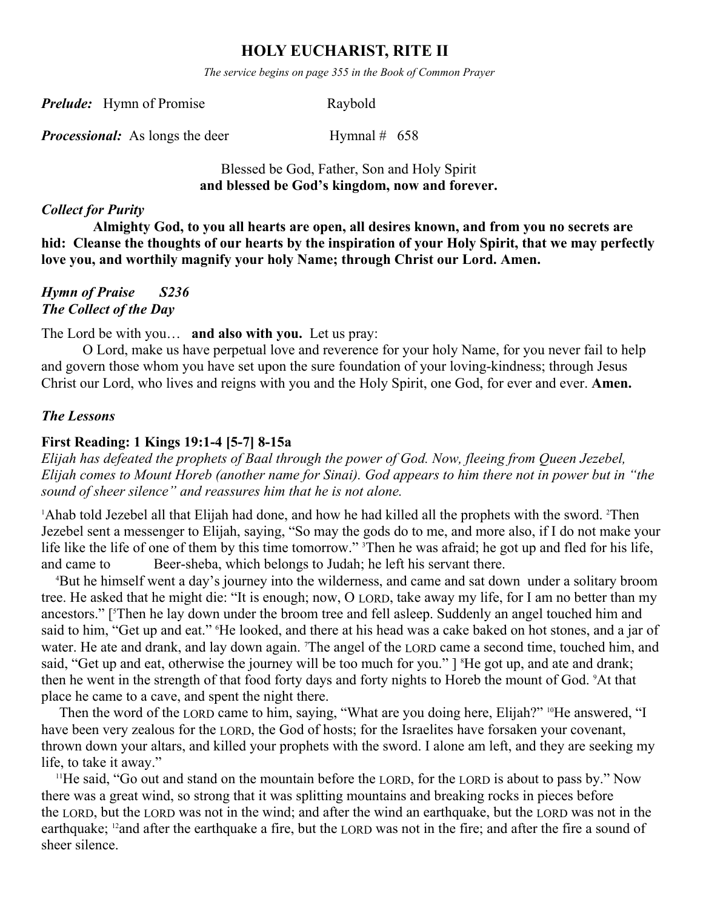# HOLY EUCHARIST, RITE II

*The service begins on page 355 in the Book of Common Prayer*

***Prelude:*** Hymn of Promise Raybold

***Processional:*** As longs the deer Hymnal # 658

Blessed be God, Father, Son and Holy Spirit
**and blessed be God's kingdom, now and forever.**

***Collect for Purity***

**Almighty God, to you all hearts are open, all desires known, and from you no secrets are hid: Cleanse the thoughts of our hearts by the inspiration of your Holy Spirit, that we may perfectly love you, and worthily magnify your holy Name; through Christ our Lord. Amen.**

***Hymn of Praise S236***
***The Collect of the Day***

The Lord be with you… **and also with you.** Let us pray:

O Lord, make us have perpetual love and reverence for your holy Name, for you never fail to help and govern those whom you have set upon the sure foundation of your loving-kindness; through Jesus Christ our Lord, who lives and reigns with you and the Holy Spirit, one God, for ever and ever. **Amen.**

***The Lessons***

**First Reading: 1 Kings 19:1-4 [5-7] 8-15a**

*Elijah has defeated the prophets of Baal through the power of God. Now, fleeing from Queen Jezebel, Elijah comes to Mount Horeb (another name for Sinai). God appears to him there not in power but in "the sound of sheer silence" and reassures him that he is not alone.*

[1]Ahab told Jezebel all that Elijah had done, and how he had killed all the prophets with the sword. [2]Then Jezebel sent a messenger to Elijah, saying, "So may the gods do to me, and more also, if I do not make your life like the life of one of them by this time tomorrow." [3]Then he was afraid; he got up and fled for his life, and came to Beer-sheba, which belongs to Judah; he left his servant there.

[4]But he himself went a day's journey into the wilderness, and came and sat down under a solitary broom tree. He asked that he might die: "It is enough; now, O LORD, take away my life, for I am no better than my ancestors." [[5]Then he lay down under the broom tree and fell asleep. Suddenly an angel touched him and said to him, "Get up and eat." [6]He looked, and there at his head was a cake baked on hot stones, and a jar of water. He ate and drank, and lay down again. [7]The angel of the LORD came a second time, touched him, and said, "Get up and eat, otherwise the journey will be too much for you." ] [8]He got up, and ate and drank; then he went in the strength of that food forty days and forty nights to Horeb the mount of God. [9]At that place he came to a cave, and spent the night there.

Then the word of the LORD came to him, saying, "What are you doing here, Elijah?" [10]He answered, "I have been very zealous for the LORD, the God of hosts; for the Israelites have forsaken your covenant, thrown down your altars, and killed your prophets with the sword. I alone am left, and they are seeking my life, to take it away."

[11]He said, "Go out and stand on the mountain before the LORD, for the LORD is about to pass by." Now there was a great wind, so strong that it was splitting mountains and breaking rocks in pieces before the LORD, but the LORD was not in the wind; and after the wind an earthquake, but the LORD was not in the earthquake; [12]and after the earthquake a fire, but the LORD was not in the fire; and after the fire a sound of sheer silence.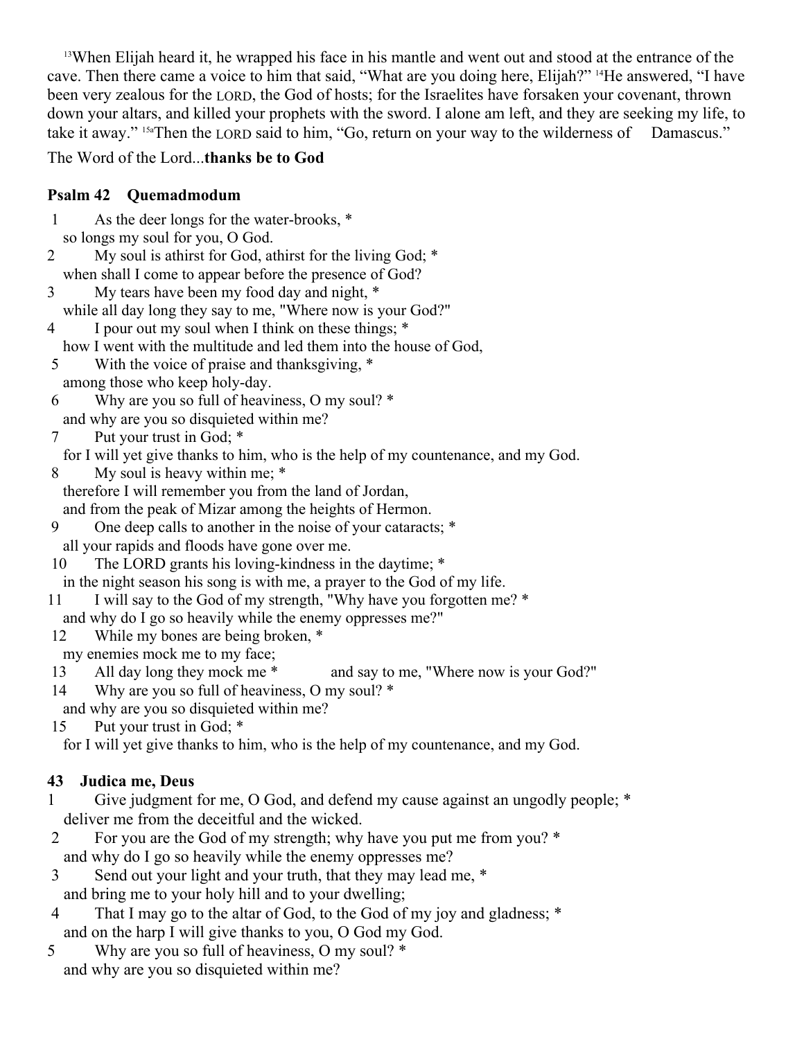[13]When Elijah heard it, he wrapped his face in his mantle and went out and stood at the entrance of the cave. Then there came a voice to him that said, “What are you doing here, Elijah?” [14]He answered, “I have been very zealous for the LORD, the God of hosts; for the Israelites have forsaken your covenant, thrown down your altars, and killed your prophets with the sword. I alone am left, and they are seeking my life, to take it away.” [15a]Then the LORD said to him, “Go, return on your way to the wilderness of Damascus.”

The Word of the Lord...**thanks be to God**

**Psalm 42 Quemadmodum**

1 As the deer longs for the water-brooks, *
so longs my soul for you, O God.
2 My soul is athirst for God, athirst for the living God; *
when shall I come to appear before the presence of God?
3 My tears have been my food day and night, *
while all day long they say to me, "Where now is your God?"
4 I pour out my soul when I think on these things; *
how I went with the multitude and led them into the house of God,
5 With the voice of praise and thanksgiving, *
among those who keep holy-day.
6 Why are you so full of heaviness, O my soul? *
and why are you so disquieted within me?
7 Put your trust in God; *
for I will yet give thanks to him, who is the help of my countenance, and my God.
8 My soul is heavy within me; *
therefore I will remember you from the land of Jordan,
and from the peak of Mizar among the heights of Hermon.
9 One deep calls to another in the noise of your cataracts; *
all your rapids and floods have gone over me.
10 The LORD grants his loving-kindness in the daytime; *
in the night season his song is with me, a prayer to the God of my life.
11 I will say to the God of my strength, "Why have you forgotten me? *
and why do I go so heavily while the enemy oppresses me?"
12 While my bones are being broken, *
my enemies mock me to my face;
13 All day long they mock me * and say to me, "Where now is your God?"
14 Why are you so full of heaviness, O my soul? *
and why are you so disquieted within me?
15 Put your trust in God; *
for I will yet give thanks to him, who is the help of my countenance, and my God.

**43 Judica me, Deus**

1 Give judgment for me, O God, and defend my cause against an ungodly people; *
deliver me from the deceitful and the wicked.
2 For you are the God of my strength; why have you put me from you? *
and why do I go so heavily while the enemy oppresses me?
3 Send out your light and your truth, that they may lead me, *
and bring me to your holy hill and to your dwelling;
4 That I may go to the altar of God, to the God of my joy and gladness; *
and on the harp I will give thanks to you, O God my God.
5 Why are you so full of heaviness, O my soul? *
and why are you so disquieted within me?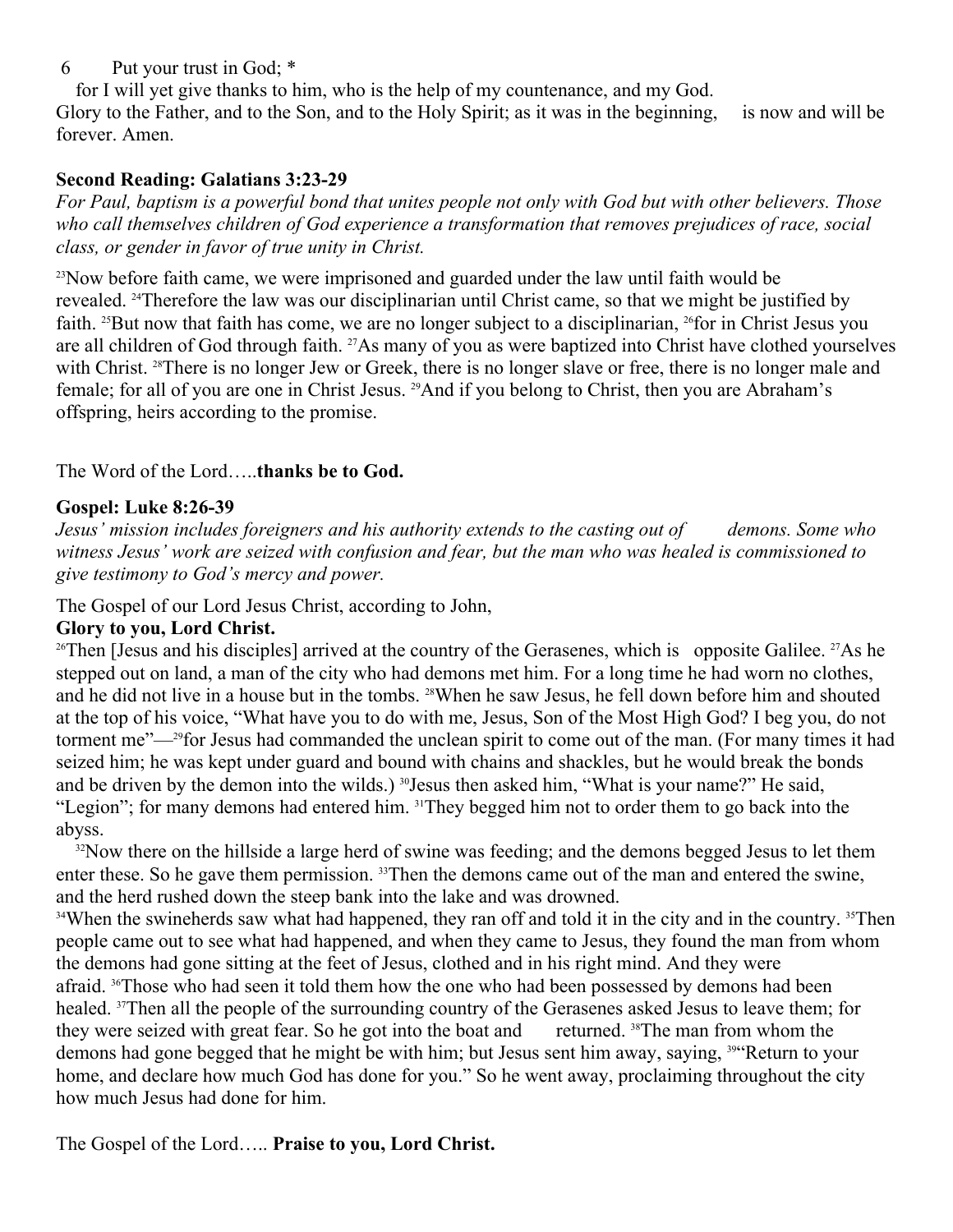6 Put your trust in God; *

for I will yet give thanks to him, who is the help of my countenance, and my God.

Glory to the Father, and to the Son, and to the Holy Spirit; as it was in the beginning, is now and will be forever. Amen.

**Second Reading: Galatians 3:23-29**

*For Paul, baptism is a powerful bond that unites people not only with God but with other believers. Those who call themselves children of God experience a transformation that removes prejudices of race, social class, or gender in favor of true unity in Christ.*

[23]Now before faith came, we were imprisoned and guarded under the law until faith would be revealed. [24]Therefore the law was our disciplinarian until Christ came, so that we might be justified by faith. [25]But now that faith has come, we are no longer subject to a disciplinarian, [26]for in Christ Jesus you are all children of God through faith. [27]As many of you as were baptized into Christ have clothed yourselves with Christ. [28]There is no longer Jew or Greek, there is no longer slave or free, there is no longer male and female; for all of you are one in Christ Jesus. [29]And if you belong to Christ, then you are Abraham's offspring, heirs according to the promise.

The Word of the Lord…..**thanks be to God.**

**Gospel: Luke 8:26-39**

*Jesus' mission includes foreigners and his authority extends to the casting out of demons. Some who witness Jesus' work are seized with confusion and fear, but the man who was healed is commissioned to give testimony to God's mercy and power.*

The Gospel of our Lord Jesus Christ, according to John,

**Glory to you, Lord Christ.**

[26]Then [Jesus and his disciples] arrived at the country of the Gerasenes, which is opposite Galilee. [27]As he stepped out on land, a man of the city who had demons met him. For a long time he had worn no clothes, and he did not live in a house but in the tombs. [28]When he saw Jesus, he fell down before him and shouted at the top of his voice, "What have you to do with me, Jesus, Son of the Most High God? I beg you, do not torment me"—[29]for Jesus had commanded the unclean spirit to come out of the man. (For many times it had seized him; he was kept under guard and bound with chains and shackles, but he would break the bonds and be driven by the demon into the wilds.) [30]Jesus then asked him, "What is your name?" He said, "Legion"; for many demons had entered him. [31]They begged him not to order them to go back into the abyss.

[32]Now there on the hillside a large herd of swine was feeding; and the demons begged Jesus to let them enter these. So he gave them permission. [33]Then the demons came out of the man and entered the swine, and the herd rushed down the steep bank into the lake and was drowned.

[34]When the swineherds saw what had happened, they ran off and told it in the city and in the country. [35]Then people came out to see what had happened, and when they came to Jesus, they found the man from whom the demons had gone sitting at the feet of Jesus, clothed and in his right mind. And they were afraid. [36]Those who had seen it told them how the one who had been possessed by demons had been healed. [37]Then all the people of the surrounding country of the Gerasenes asked Jesus to leave them; for they were seized with great fear. So he got into the boat and returned. [38]The man from whom the demons had gone begged that he might be with him; but Jesus sent him away, saying, [39]"Return to your home, and declare how much God has done for you." So he went away, proclaiming throughout the city how much Jesus had done for him.

The Gospel of the Lord….. **Praise to you, Lord Christ.**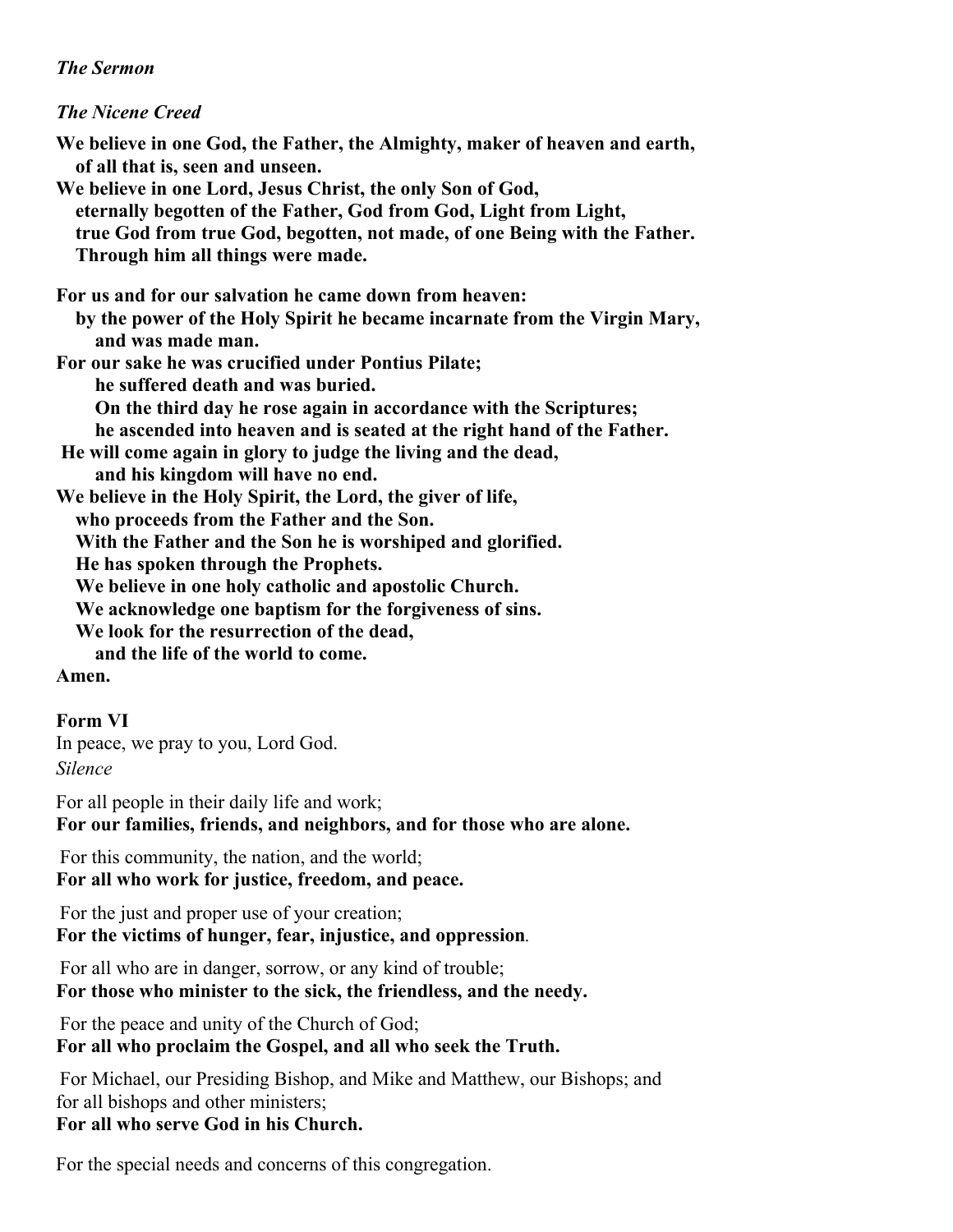*The Sermon*

*The Nicene Creed*

**We believe in one God, the Father, the Almighty, maker of heaven and earth,**
**of all that is, seen and unseen.**
**We believe in one Lord, Jesus Christ, the only Son of God,**
**eternally begotten of the Father, God from God, Light from Light,**
**true God from true God, begotten, not made, of one Being with the Father.**
**Through him all things were made.**

**For us and for our salvation he came down from heaven:**
**by the power of the Holy Spirit he became incarnate from the Virgin Mary,**
**and was made man.**
**For our sake he was crucified under Pontius Pilate;**
**he suffered death and was buried.**
**On the third day he rose again in accordance with the Scriptures;**
**he ascended into heaven and is seated at the right hand of the Father.**
**He will come again in glory to judge the living and the dead,**
**and his kingdom will have no end.**
**We believe in the Holy Spirit, the Lord, the giver of life,**
**who proceeds from the Father and the Son.**
**With the Father and the Son he is worshiped and glorified.**
**He has spoken through the Prophets.**
**We believe in one holy catholic and apostolic Church.**
**We acknowledge one baptism for the forgiveness of sins.**
**We look for the resurrection of the dead,**
**and the life of the world to come.**
**Amen.**

**Form VI**

In peace, we pray to you, Lord God.
*Silence*

For all people in their daily life and work;
**For our families, friends, and neighbors, and for those who are alone.**

For this community, the nation, and the world;
**For all who work for justice, freedom, and peace.**

For the just and proper use of your creation;
**For the victims of hunger, fear, injustice, and oppression.**

For all who are in danger, sorrow, or any kind of trouble;
**For those who minister to the sick, the friendless, and the needy.**

For the peace and unity of the Church of God;
**For all who proclaim the Gospel, and all who seek the Truth.**

For Michael, our Presiding Bishop, and Mike and Matthew, our Bishops; and for all bishops and other ministers;
**For all who serve God in his Church.**

For the special needs and concerns of this congregation.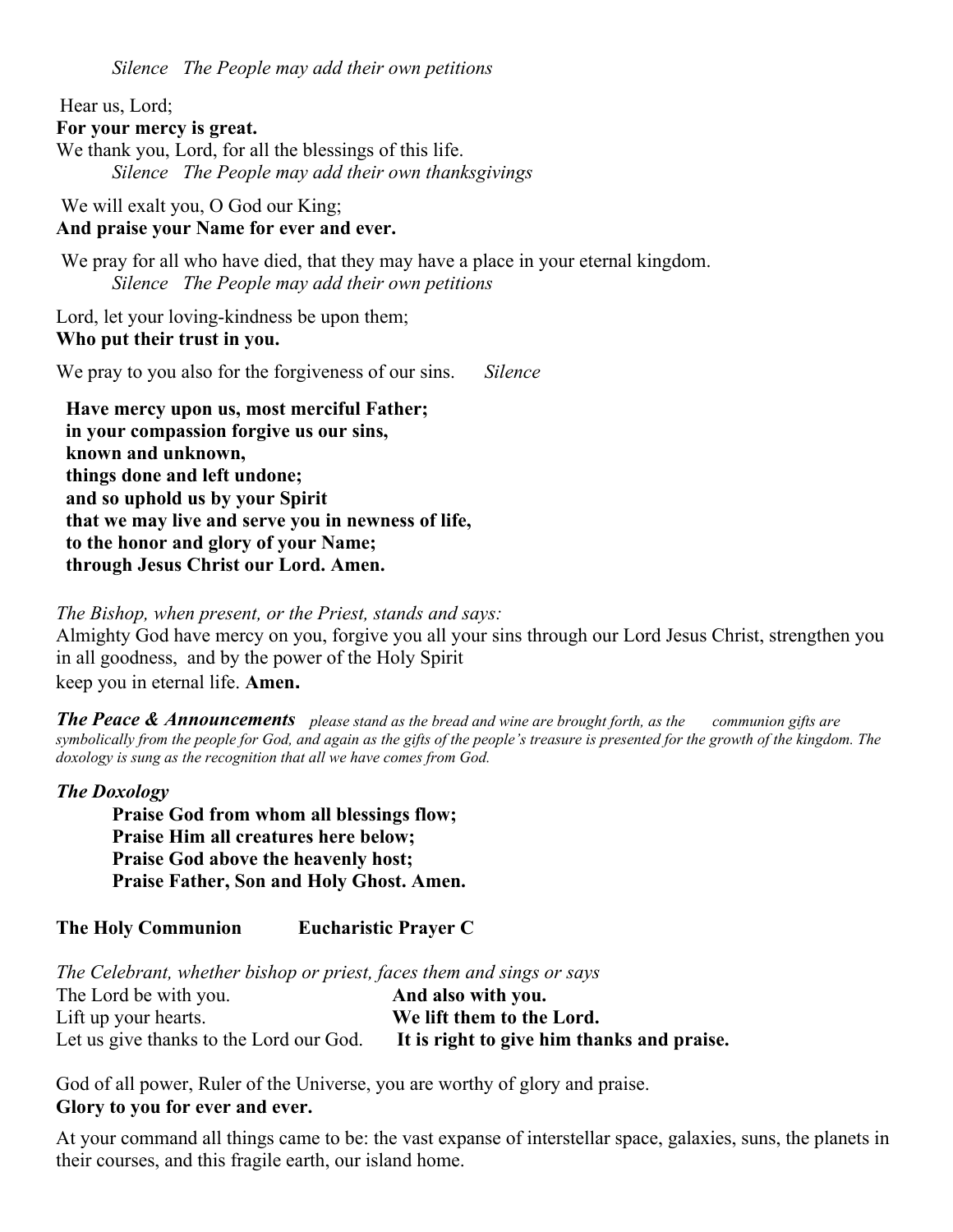*Silence The People may add their own petitions*

Hear us, Lord;
**For your mercy is great.**
We thank you, Lord, for all the blessings of this life.
*Silence The People may add their own thanksgivings*

We will exalt you, O God our King;
**And praise your Name for ever and ever.**

We pray for all who have died, that they may have a place in your eternal kingdom.
*Silence The People may add their own petitions*

Lord, let your loving-kindness be upon them;
**Who put their trust in you.**

We pray to you also for the forgiveness of our sins. *Silence*

**Have mercy upon us, most merciful Father;**
**in your compassion forgive us our sins,**
**known and unknown,**
**things done and left undone;**
**and so uphold us by your Spirit**
**that we may live and serve you in newness of life,**
**to the honor and glory of your Name;**
**through Jesus Christ our Lord. Amen.**

*The Bishop, when present, or the Priest, stands and says:*
Almighty God have mercy on you, forgive you all your sins through our Lord Jesus Christ, strengthen you in all goodness, and by the power of the Holy Spirit
keep you in eternal life. **Amen.**

***The Peace & Announcements*** *please stand as the bread and wine are brought forth, as the communion gifts are symbolically from the people for God, and again as the gifts of the people's treasure is presented for the growth of the kingdom. The doxology is sung as the recognition that all we have comes from God.*

***The Doxology***

**Praise God from whom all blessings flow;**
**Praise Him all creatures here below;**
**Praise God above the heavenly host;**
**Praise Father, Son and Holy Ghost. Amen.**

**The Holy Communion Eucharistic Prayer C**

*The Celebrant, whether bishop or priest, faces them and sings or says*
The Lord be with you. **And also with you.**
Lift up your hearts. **We lift them to the Lord.**
Let us give thanks to the Lord our God. **It is right to give him thanks and praise.**

God of all power, Ruler of the Universe, you are worthy of glory and praise.
**Glory to you for ever and ever.**

At your command all things came to be: the vast expanse of interstellar space, galaxies, suns, the planets in their courses, and this fragile earth, our island home.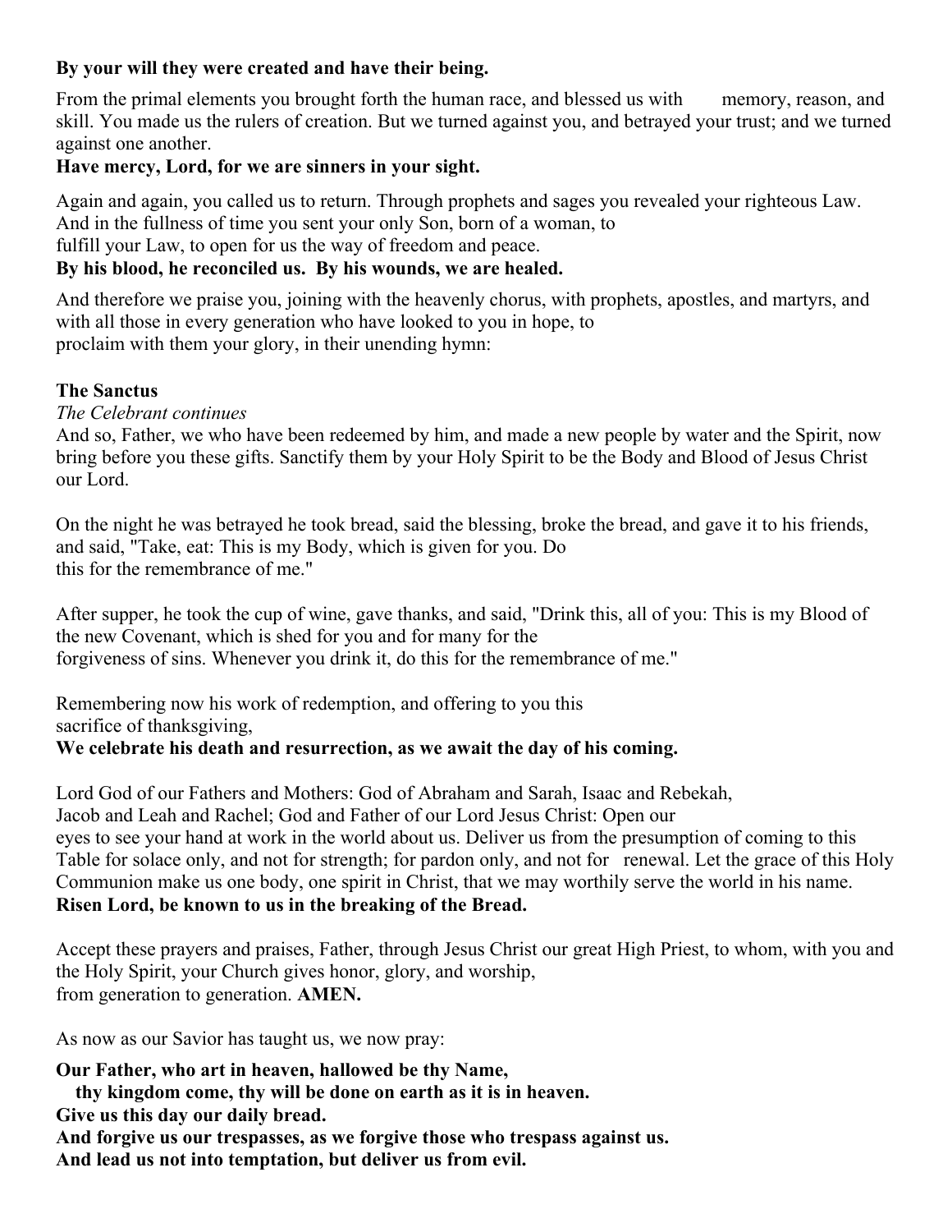**By your will they were created and have their being.**

From the primal elements you brought forth the human race, and blessed us with memory, reason, and skill. You made us the rulers of creation. But we turned against you, and betrayed your trust; and we turned against one another.

**Have mercy, Lord, for we are sinners in your sight.**

Again and again, you called us to return. Through prophets and sages you revealed your righteous Law. And in the fullness of time you sent your only Son, born of a woman, to fulfill your Law, to open for us the way of freedom and peace.

**By his blood, he reconciled us. By his wounds, we are healed.**

And therefore we praise you, joining with the heavenly chorus, with prophets, apostles, and martyrs, and with all those in every generation who have looked to you in hope, to proclaim with them your glory, in their unending hymn:

**The Sanctus**

*The Celebrant continues*

And so, Father, we who have been redeemed by him, and made a new people by water and the Spirit, now bring before you these gifts. Sanctify them by your Holy Spirit to be the Body and Blood of Jesus Christ our Lord.

On the night he was betrayed he took bread, said the blessing, broke the bread, and gave it to his friends, and said, "Take, eat: This is my Body, which is given for you. Do this for the remembrance of me."

After supper, he took the cup of wine, gave thanks, and said, "Drink this, all of you: This is my Blood of the new Covenant, which is shed for you and for many for the forgiveness of sins. Whenever you drink it, do this for the remembrance of me."

Remembering now his work of redemption, and offering to you this sacrifice of thanksgiving,

**We celebrate his death and resurrection, as we await the day of his coming.**

Lord God of our Fathers and Mothers: God of Abraham and Sarah, Isaac and Rebekah, Jacob and Leah and Rachel; God and Father of our Lord Jesus Christ: Open our eyes to see your hand at work in the world about us. Deliver us from the presumption of coming to this Table for solace only, and not for strength; for pardon only, and not for renewal. Let the grace of this Holy Communion make us one body, one spirit in Christ, that we may worthily serve the world in his name.

**Risen Lord, be known to us in the breaking of the Bread.**

Accept these prayers and praises, Father, through Jesus Christ our great High Priest, to whom, with you and the Holy Spirit, your Church gives honor, glory, and worship, from generation to generation. **AMEN.**

As now as our Savior has taught us, we now pray:

**Our Father, who art in heaven, hallowed be thy Name,**
**thy kingdom come, thy will be done on earth as it is in heaven.**
**Give us this day our daily bread.**
**And forgive us our trespasses, as we forgive those who trespass against us.**
**And lead us not into temptation, but deliver us from evil.**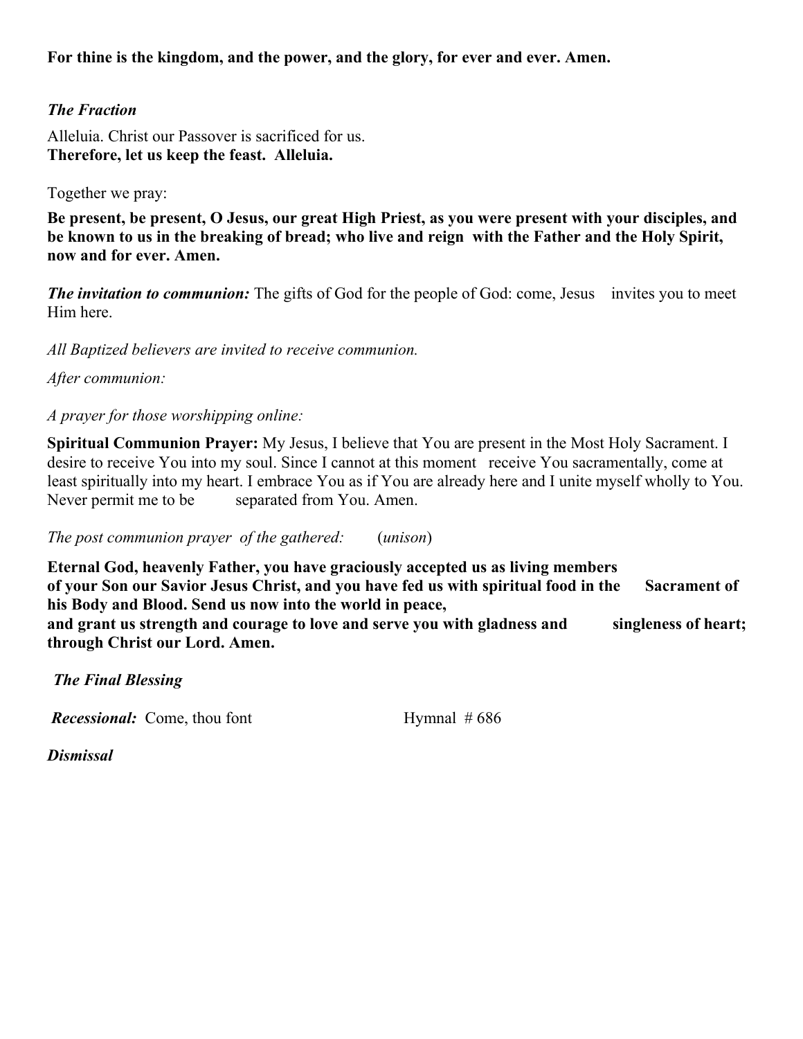**For thine is the kingdom, and the power, and the glory, for ever and ever. Amen.**

***The Fraction***

Alleluia. Christ our Passover is sacrificed for us.
**Therefore, let us keep the feast. Alleluia.**

Together we pray:

**Be present, be present, O Jesus, our great High Priest, as you were present with your disciples, and be known to us in the breaking of bread; who live and reign with the Father and the Holy Spirit, now and for ever. Amen.**

***The invitation to communion:*** The gifts of God for the people of God: come, Jesus invites you to meet Him here.

*All Baptized believers are invited to receive communion.*

*After communion:*

*A prayer for those worshipping online:*

**Spiritual Communion Prayer:** My Jesus, I believe that You are present in the Most Holy Sacrament. I desire to receive You into my soul. Since I cannot at this moment receive You sacramentally, come at least spiritually into my heart. I embrace You as if You are already here and I unite myself wholly to You. Never permit me to be separated from You. Amen.

*The post communion prayer of the gathered:* (*unison*)

**Eternal God, heavenly Father, you have graciously accepted us as living members of your Son our Savior Jesus Christ, and you have fed us with spiritual food in the Sacrament of his Body and Blood. Send us now into the world in peace, and grant us strength and courage to love and serve you with gladness and singleness of heart; through Christ our Lord. Amen.**

***The Final Blessing***

***Recessional:*** Come, thou font Hymnal # 686

***Dismissal***